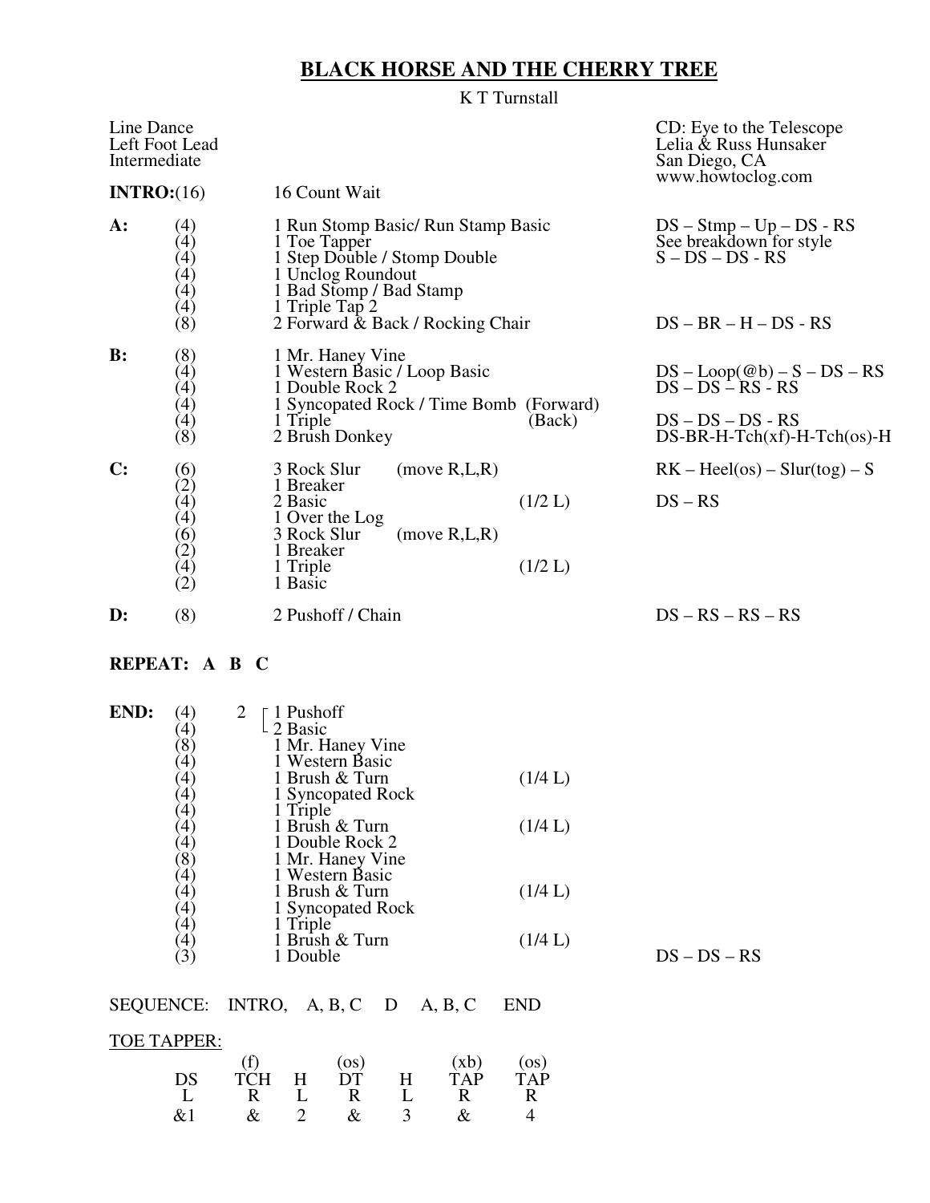# BLACK HORSE AND THE CHERRY TREE

K T Turnstall

Line Dance
Left Foot Lead
Intermediate

CD: Eye to the Telescope
Lelia & Russ Hunsaker
San Diego, CA
www.howtoclog.com

| | | | |
|---|---|---|---|
| **INTRO:** | (16) | 16 Count Wait | |
| **A:** | (4) | 1 Run Stomp Basic/ Run Stamp Basic | DS – Stmp – Up – DS - RS |
| | (4) | 1 Toe Tapper | See breakdown for style |
| | (4) | 1 Step Double / Stomp Double | S – DS – DS - RS |
| | (4) | 1 Unclog Roundout | |
| | (4) | 1 Bad Stomp / Bad Stamp | |
| | (4) | 1 Triple Tap 2 | |
| | (8) | 2 Forward & Back / Rocking Chair | DS – BR – H – DS - RS |
| **B:** | (8) | 1 Mr. Haney Vine | |
| | (4) | 1 Western Basic / Loop Basic | DS – Loop(@b) – S – DS – RS |
| | (4) | 1 Double Rock 2 | DS – DS – RS - RS |
| | (4) | 1 Syncopated Rock / Time Bomb (Forward) | |
| | (4) | 1 Triple (Back) | DS – DS – DS - RS |
| | (8) | 2 Brush Donkey | DS-BR-H-Tch(xf)-H-Tch(os)-H |
| **C:** | (6) | 3 Rock Slur (move R,L,R) | RK – Heel(os) – Slur(tog) – S |
| | (2) | 1 Breaker | |
| | (4) | 2 Basic (1/2 L) | DS – RS |
| | (4) | 1 Over the Log | |
| | (6) | 3 Rock Slur (move R,L,R) | |
| | (2) | 1 Breaker | |
| | (4) | 1 Triple (1/2 L) | |
| | (2) | 1 Basic | |
| **D:** | (8) | 2 Pushoff / Chain | DS – RS – RS – RS |

**REPEAT: A B C**

| | | | |
|---|---|---|---|
| **END:** | (4) | 2 [ 1 Pushoff | |
| | (4) | [ 2 Basic | |
| | (8) | 1 Mr. Haney Vine | |
| | (4) | 1 Western Basic | |
| | (4) | 1 Brush & Turn (1/4 L) | |
| | (4) | 1 Syncopated Rock | |
| | (4) | 1 Triple | |
| | (4) | 1 Brush & Turn (1/4 L) | |
| | (4) | 1 Double Rock 2 | |
| | (8) | 1 Mr. Haney Vine | |
| | (4) | 1 Western Basic | |
| | (4) | 1 Brush & Turn (1/4 L) | |
| | (4) | 1 Syncopated Rock | |
| | (4) | 1 Triple | |
| | (4) | 1 Brush & Turn (1/4 L) | |
| | (3) | 1 Double | DS – DS – RS |

SEQUENCE: INTRO, A, B, C D A, B, C END

TOE TAPPER:

| | (f) | | (os) | | (xb) | (os) |
|---|---|---|---|---|---|---|
| DS | TCH | H | DT | H | TAP | TAP |
| L | R | L | R | L | R | R |
| &1 | & | 2 | & | 3 | & | 4 |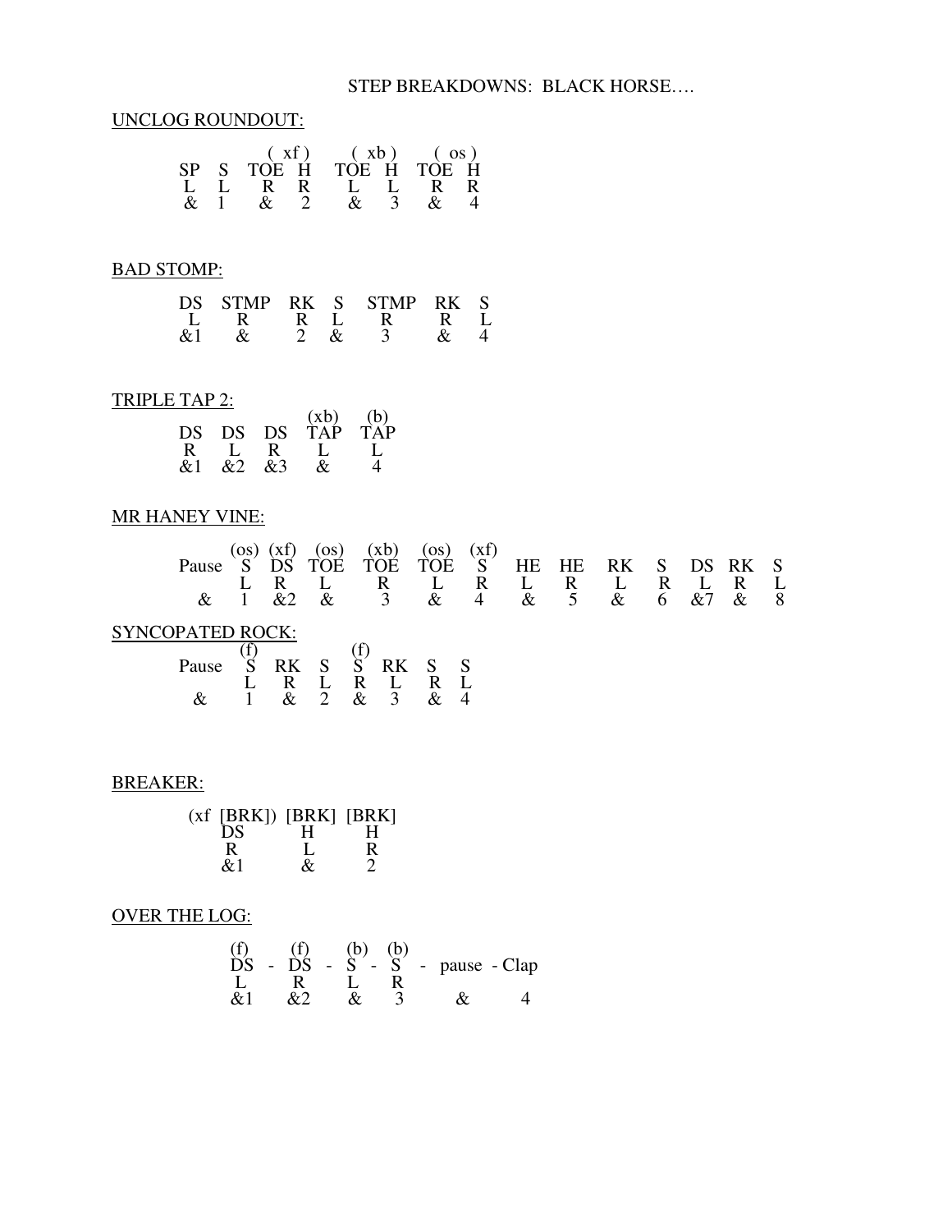STEP BREAKDOWNS: BLACK HORSE….

UNCLOG ROUNDOUT:

| | | (xf) | | (xb) | | (os) | |
|---|---|---|---|---|---|---|---|
| SP | S | TOE | H | TOE | H | TOE | H |
| L | L | R | R | L | L | R | R |
| & | 1 | & | 2 | & | 3 | & | 4 |

BAD STOMP:

| | | | | | | |
|---|---|---|---|---|---|---|
| DS | STMP | RK | S | STMP | RK | S |
| L | R | R | L | R | R | L |
| &1 | & | 2 | & | 3 | & | 4 |

TRIPLE TAP 2:

| | | | (xb) | (b) |
|---|---|---|---|---|
| DS | DS | DS | TAP | TAP |
| R | L | R | L | L |
| &1 | &2 | &3 | & | 4 |

MR HANEY VINE:

| | (os) | (xf) | (os) | (xb) | (os) | (xf) | | | | | | | |
|---|---|---|---|---|---|---|---|---|---|---|---|---|---|
| Pause | S | DS | TOE | TOE | TOE | S | HE | HE | RK | S | DS | RK | S |
| | L | R | L | R | L | R | L | R | L | R | L | R | L |
| & | 1 | &2 | & | 3 | & | 4 | & | 5 | & | 6 | &7 | & | 8 |

SYNCOPATED ROCK:

| | (f) | | | (f) | | | |
|---|---|---|---|---|---|---|---|
| Pause | S | RK | S | S | RK | S | S |
| | L | R | L | R | L | R | L |
| & | 1 | & | 2 | & | 3 | & | 4 |

BREAKER:

| (xf [BRK]) | [BRK] | [BRK] |
|---|---|---|
| DS | H | H |
| R | L | R |
| &1 | & | 2 |

OVER THE LOG:

| (f) | (f) | (b) | (b) | | |
|---|---|---|---|---|---|
| DS - | DS - | S - | S - | pause - | Clap |
| L | R | L | R | | |
| &1 | &2 | & | 3 | & | 4 |